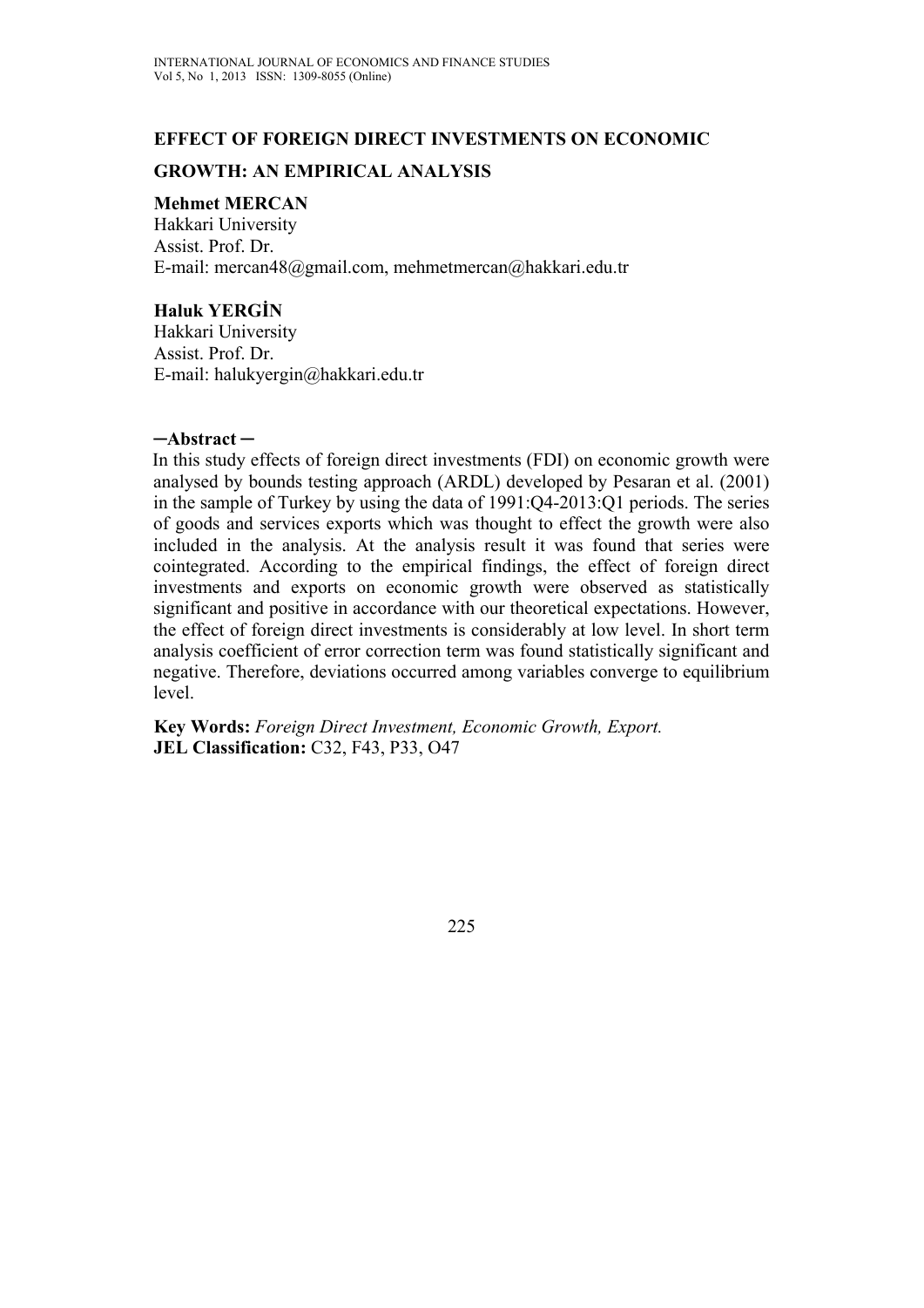# EFFECT OF FOREIGN DIRECT INVESTMENTS ON ECONOMIC GROWTH: AN EMPIRICAL ANALYSIS

**Mehmet MERCAN**
Hakkari University
Assist. Prof. Dr.
E-mail: mercan48@gmail.com, mehmetmercan@hakkari.edu.tr

**Haluk YERGİN**
Hakkari University
Assist. Prof. Dr.
E-mail: halukyergin@hakkari.edu.tr

**─Abstract ─**

In this study effects of foreign direct investments (FDI) on economic growth were analysed by bounds testing approach (ARDL) developed by Pesaran et al. (2001) in the sample of Turkey by using the data of 1991:Q4-2013:Q1 periods. The series of goods and services exports which was thought to effect the growth were also included in the analysis. At the analysis result it was found that series were cointegrated. According to the empirical findings, the effect of foreign direct investments and exports on economic growth were observed as statistically significant and positive in accordance with our theoretical expectations. However, the effect of foreign direct investments is considerably at low level. In short term analysis coefficient of error correction term was found statistically significant and negative. Therefore, deviations occurred among variables converge to equilibrium level.

**Key Words:** *Foreign Direct Investment, Economic Growth, Export.*
**JEL Classification:** C32, F43, P33, O47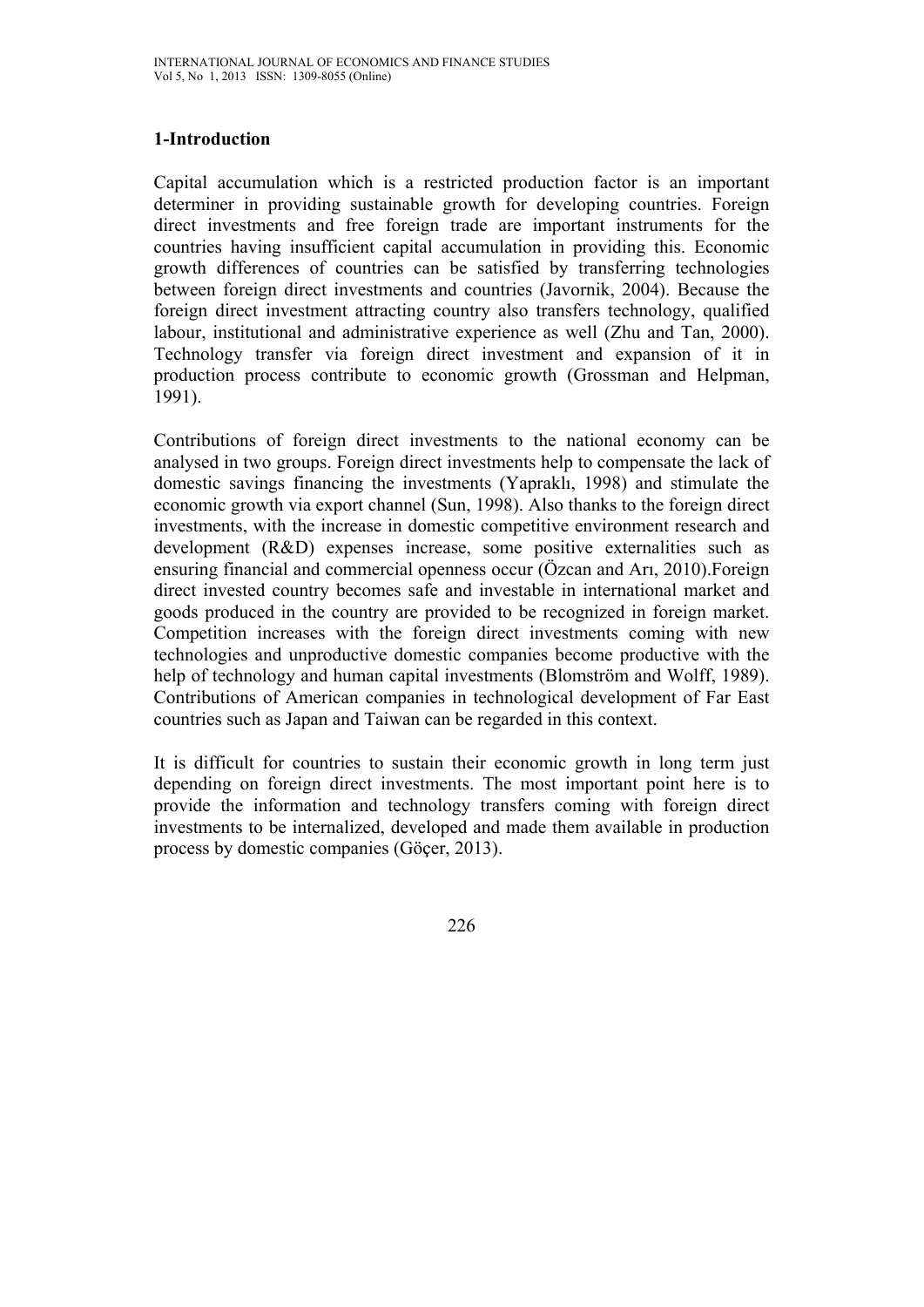## 1-Introduction

Capital accumulation which is a restricted production factor is an important determiner in providing sustainable growth for developing countries. Foreign direct investments and free foreign trade are important instruments for the countries having insufficient capital accumulation in providing this. Economic growth differences of countries can be satisfied by transferring technologies between foreign direct investments and countries (Javornik, 2004). Because the foreign direct investment attracting country also transfers technology, qualified labour, institutional and administrative experience as well (Zhu and Tan, 2000). Technology transfer via foreign direct investment and expansion of it in production process contribute to economic growth (Grossman and Helpman, 1991).

Contributions of foreign direct investments to the national economy can be analysed in two groups. Foreign direct investments help to compensate the lack of domestic savings financing the investments (Yapraklı, 1998) and stimulate the economic growth via export channel (Sun, 1998). Also thanks to the foreign direct investments, with the increase in domestic competitive environment research and development (R&D) expenses increase, some positive externalities such as ensuring financial and commercial openness occur (Özcan and Arı, 2010).Foreign direct invested country becomes safe and investable in international market and goods produced in the country are provided to be recognized in foreign market. Competition increases with the foreign direct investments coming with new technologies and unproductive domestic companies become productive with the help of technology and human capital investments (Blomström and Wolff, 1989). Contributions of American companies in technological development of Far East countries such as Japan and Taiwan can be regarded in this context.

It is difficult for countries to sustain their economic growth in long term just depending on foreign direct investments. The most important point here is to provide the information and technology transfers coming with foreign direct investments to be internalized, developed and made them available in production process by domestic companies (Göçer, 2013).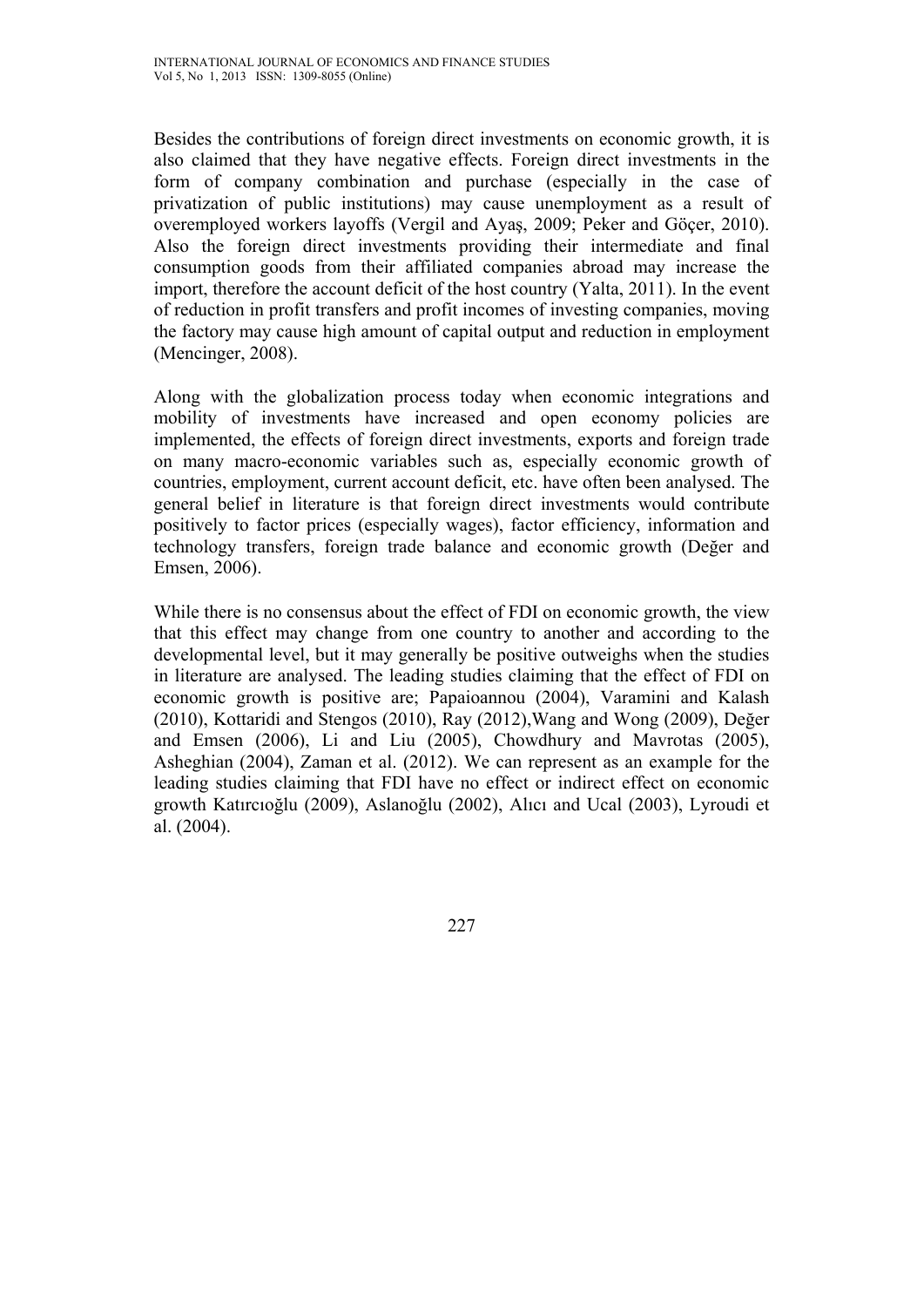Besides the contributions of foreign direct investments on economic growth, it is also claimed that they have negative effects. Foreign direct investments in the form of company combination and purchase (especially in the case of privatization of public institutions) may cause unemployment as a result of overemployed workers layoffs (Vergil and Ayaş, 2009; Peker and Göçer, 2010). Also the foreign direct investments providing their intermediate and final consumption goods from their affiliated companies abroad may increase the import, therefore the account deficit of the host country (Yalta, 2011). In the event of reduction in profit transfers and profit incomes of investing companies, moving the factory may cause high amount of capital output and reduction in employment (Mencinger, 2008).

Along with the globalization process today when economic integrations and mobility of investments have increased and open economy policies are implemented, the effects of foreign direct investments, exports and foreign trade on many macro-economic variables such as, especially economic growth of countries, employment, current account deficit, etc. have often been analysed. The general belief in literature is that foreign direct investments would contribute positively to factor prices (especially wages), factor efficiency, information and technology transfers, foreign trade balance and economic growth (Değer and Emsen, 2006).

While there is no consensus about the effect of FDI on economic growth, the view that this effect may change from one country to another and according to the developmental level, but it may generally be positive outweighs when the studies in literature are analysed. The leading studies claiming that the effect of FDI on economic growth is positive are; Papaioannou (2004), Varamini and Kalash (2010), Kottaridi and Stengos (2010), Ray (2012),Wang and Wong (2009), Değer and Emsen (2006), Li and Liu (2005), Chowdhury and Mavrotas (2005), Asheghian (2004), Zaman et al. (2012). We can represent as an example for the leading studies claiming that FDI have no effect or indirect effect on economic growth Katırcıoğlu (2009), Aslanoğlu (2002), Alıcı and Ucal (2003), Lyroudi et al. (2004).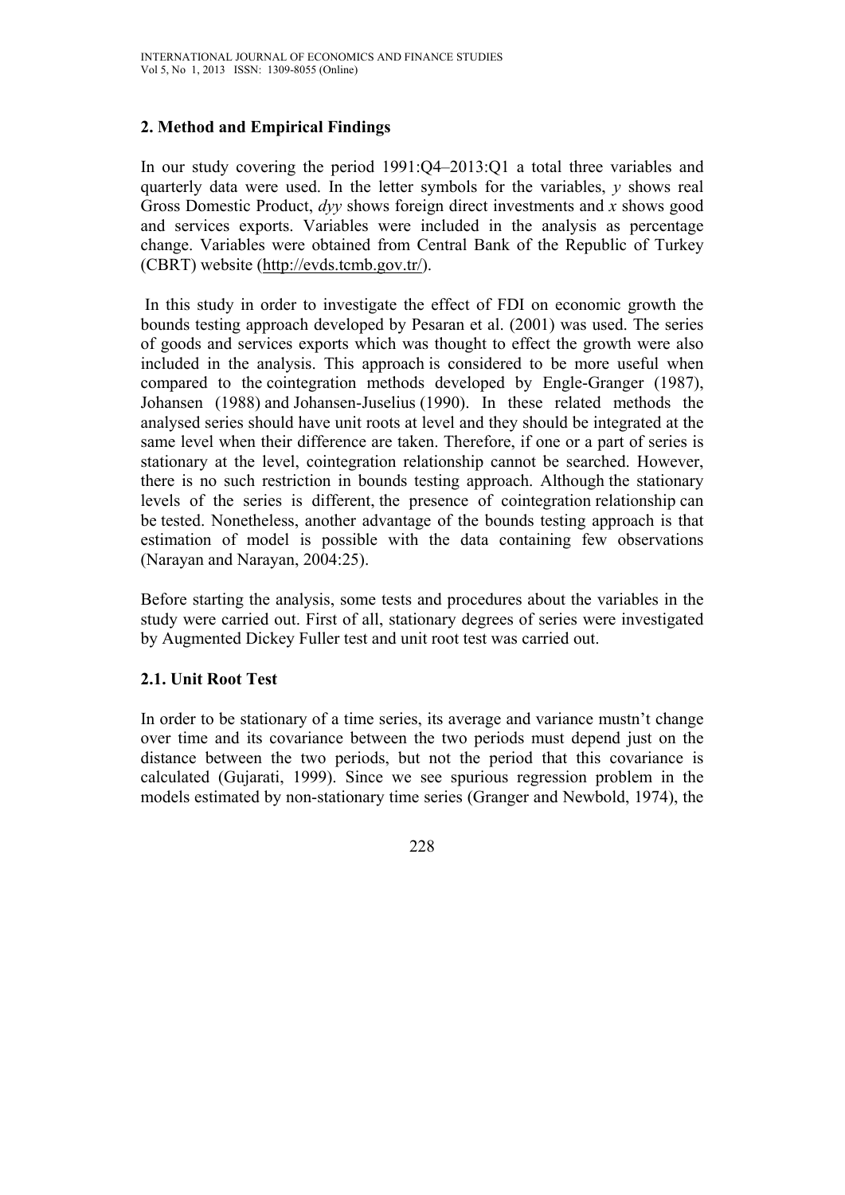## 2. Method and Empirical Findings

In our study covering the period 1991:Q4–2013:Q1 a total three variables and quarterly data were used. In the letter symbols for the variables, *y* shows real Gross Domestic Product, *dyy* shows foreign direct investments and *x* shows good and services exports. Variables were included in the analysis as percentage change. Variables were obtained from Central Bank of the Republic of Turkey (CBRT) website (http://evds.tcmb.gov.tr/).

In this study in order to investigate the effect of FDI on economic growth the bounds testing approach developed by Pesaran et al. (2001) was used. The series of goods and services exports which was thought to effect the growth were also included in the analysis. This approach is considered to be more useful when compared to the cointegration methods developed by Engle-Granger (1987), Johansen (1988) and Johansen-Juselius (1990). In these related methods the analysed series should have unit roots at level and they should be integrated at the same level when their difference are taken. Therefore, if one or a part of series is stationary at the level, cointegration relationship cannot be searched. However, there is no such restriction in bounds testing approach. Although the stationary levels of the series is different, the presence of cointegration relationship can be tested. Nonetheless, another advantage of the bounds testing approach is that estimation of model is possible with the data containing few observations (Narayan and Narayan, 2004:25).

Before starting the analysis, some tests and procedures about the variables in the study were carried out. First of all, stationary degrees of series were investigated by Augmented Dickey Fuller test and unit root test was carried out.

### 2.1. Unit Root Test

In order to be stationary of a time series, its average and variance mustn't change over time and its covariance between the two periods must depend just on the distance between the two periods, but not the period that this covariance is calculated (Gujarati, 1999). Since we see spurious regression problem in the models estimated by non-stationary time series (Granger and Newbold, 1974), the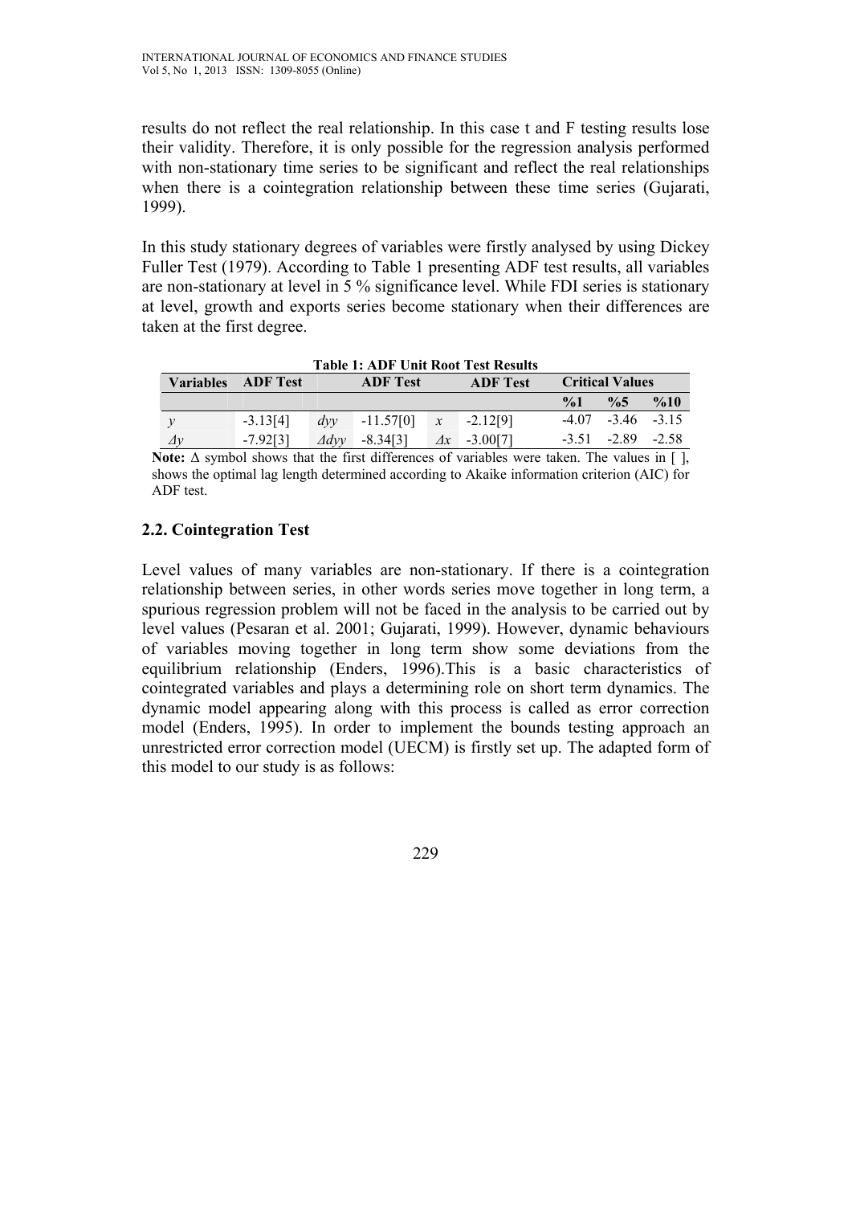results do not reflect the real relationship. In this case t and F testing results lose their validity. Therefore, it is only possible for the regression analysis performed with non-stationary time series to be significant and reflect the real relationships when there is a cointegration relationship between these time series (Gujarati, 1999).

In this study stationary degrees of variables were firstly analysed by using Dickey Fuller Test (1979). According to Table 1 presenting ADF test results, all variables are non-stationary at level in 5 % significance level. While FDI series is stationary at level, growth and exports series become stationary when their differences are taken at the first degree.

**Table 1: ADF Unit Root Test Results**

| Variables | ADF Test | | ADF Test | | ADF Test | Critical Values | | |
|---|---|---|---|---|---|---|---|---|
| | | | | | | %1 | %5 | %10 |
| $y$ | -3.13[4] | $dyy$ | -11.57[0] | $x$ | -2.12[9] | -4.07 | -3.46 | -3.15 |
| $\Delta y$ | -7.92[3] | $\Delta dyy$ | -8.34[3] | $\Delta x$ | -3.00[7] | -3.51 | -2.89 | -2.58 |

**Note:** Δ symbol shows that the first differences of variables were taken. The values in [ ], shows the optimal lag length determined according to Akaike information criterion (AIC) for ADF test.

## 2.2. Cointegration Test

Level values of many variables are non-stationary. If there is a cointegration relationship between series, in other words series move together in long term, a spurious regression problem will not be faced in the analysis to be carried out by level values (Pesaran et al. 2001; Gujarati, 1999). However, dynamic behaviours of variables moving together in long term show some deviations from the equilibrium relationship (Enders, 1996).This is a basic characteristics of cointegrated variables and plays a determining role on short term dynamics. The dynamic model appearing along with this process is called as error correction model (Enders, 1995). In order to implement the bounds testing approach an unrestricted error correction model (UECM) is firstly set up. The adapted form of this model to our study is as follows: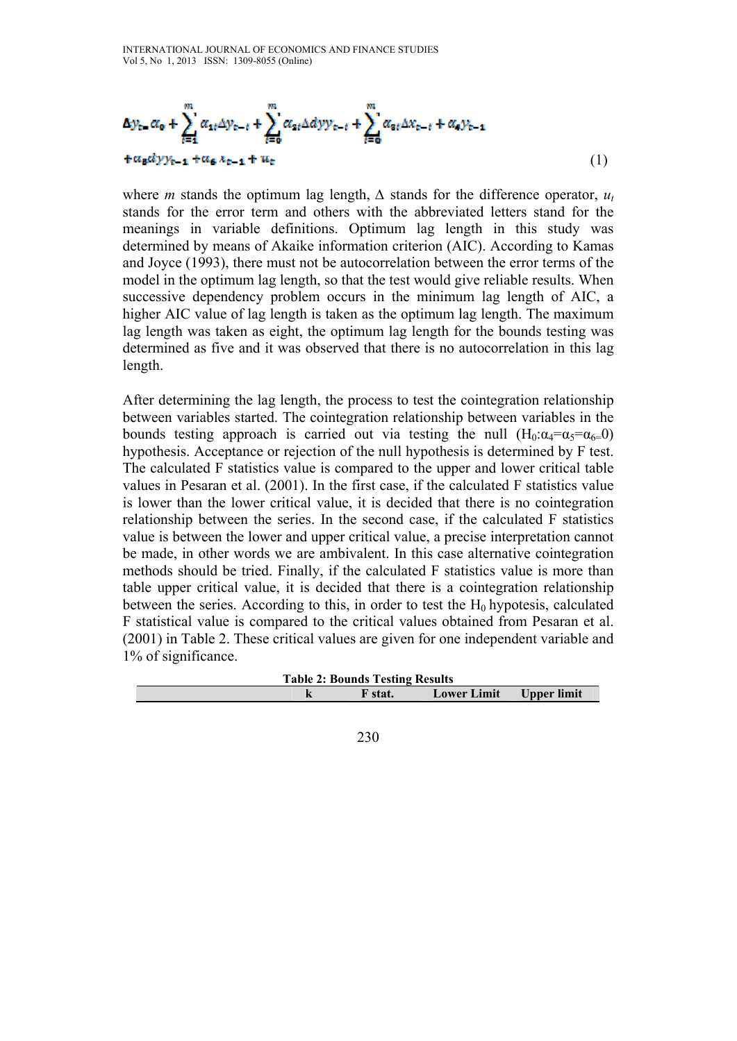$$\Delta y_t = \alpha_0 + \sum_{i=1}^{m} \alpha_{1i} \Delta y_{t-i} + \sum_{i=0}^{m} \alpha_{2i} \Delta dyy_{t-i} + \sum_{i=0}^{m} \alpha_{3i} \Delta x_{t-i} + \alpha_4 y_{t-1}$$
$$+ \alpha_5 dyy_{t-1} + \alpha_6 x_{t-1} + u_t \quad (1)$$

where $m$ stands the optimum lag length, $\Delta$ stands for the difference operator, $u_t$ stands for the error term and others with the abbreviated letters stand for the meanings in variable definitions. Optimum lag length in this study was determined by means of Akaike information criterion (AIC). According to Kamas and Joyce (1993), there must not be autocorrelation between the error terms of the model in the optimum lag length, so that the test would give reliable results. When successive dependency problem occurs in the minimum lag length of AIC, a higher AIC value of lag length is taken as the optimum lag length. The maximum lag length was taken as eight, the optimum lag length for the bounds testing was determined as five and it was observed that there is no autocorrelation in this lag length.

After determining the lag length, the process to test the cointegration relationship between variables started. The cointegration relationship between variables in the bounds testing approach is carried out via testing the null ($H_0$:$\alpha_4$=$\alpha_5$=$\alpha_6$=0) hypothesis. Acceptance or rejection of the null hypothesis is determined by F test. The calculated F statistics value is compared to the upper and lower critical table values in Pesaran et al. (2001). In the first case, if the calculated F statistics value is lower than the lower critical value, it is decided that there is no cointegration relationship between the series. In the second case, if the calculated F statistics value is between the lower and upper critical value, a precise interpretation cannot be made, in other words we are ambivalent. In this case alternative cointegration methods should be tried. Finally, if the calculated F statistics value is more than table upper critical value, it is decided that there is a cointegration relationship between the series. According to this, in order to test the $H_0$ hypothesis, calculated F statistical value is compared to the critical values obtained from Pesaran et al. (2001) in Table 2. These critical values are given for one independent variable and 1% of significance.

**Table 2: Bounds Testing Results**

| | k | F stat. | Lower Limit | Upper limit |
|---|---|---|---|---|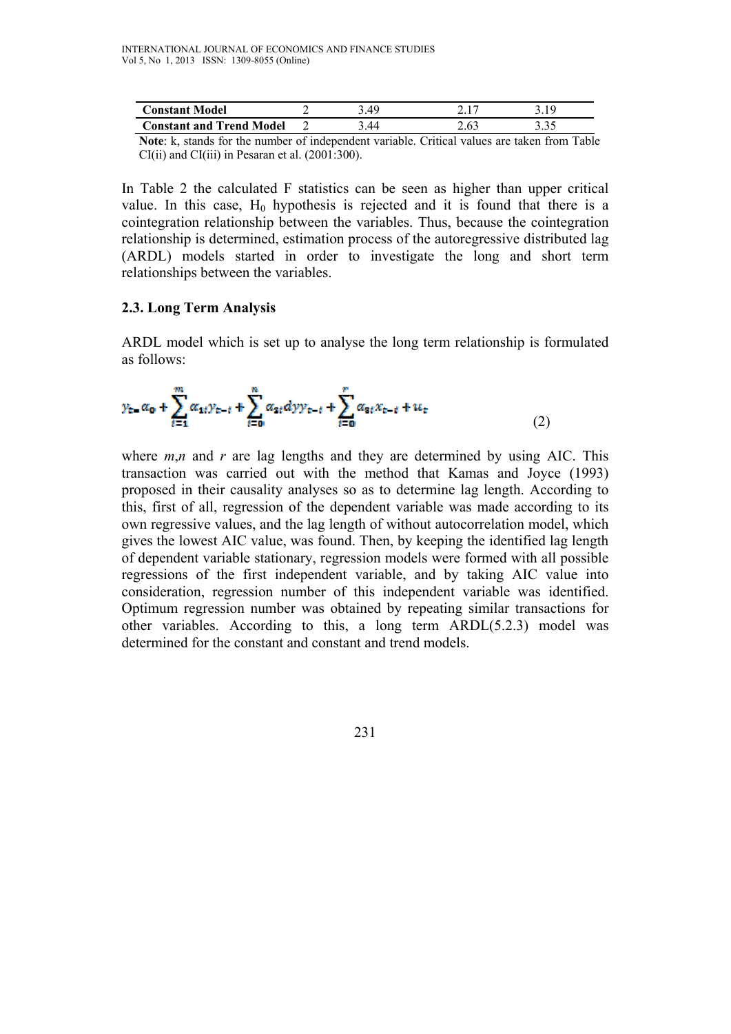| Constant Model | 2 | 3.49 | 2.17 | 3.19 |
|---|---|---|---|---|
| **Constant and Trend Model** | 2 | 3.44 | 2.63 | 3.35 |

**Note**: k, stands for the number of independent variable. Critical values are taken from Table CI(ii) and CI(iii) in Pesaran et al. (2001:300).

In Table 2 the calculated F statistics can be seen as higher than upper critical value. In this case, $H_0$ hypothesis is rejected and it is found that there is a cointegration relationship between the variables. Thus, because the cointegration relationship is determined, estimation process of the autoregressive distributed lag (ARDL) models started in order to investigate the long and short term relationships between the variables.

### 2.3. Long Term Analysis

ARDL model which is set up to analyse the long term relationship is formulated as follows:

$$y_t = \alpha_0 + \sum_{t=1}^{m} \alpha_{1t} y_{t-i} + \sum_{t=0}^{n} \alpha_{2t} dyy_{t-i} + \sum_{t=0}^{r} \alpha_{3t} x_{t-i} + u_t \tag{2}$$

where *m*,*n* and *r* are lag lengths and they are determined by using AIC. This transaction was carried out with the method that Kamas and Joyce (1993) proposed in their causality analyses so as to determine lag length. According to this, first of all, regression of the dependent variable was made according to its own regressive values, and the lag length of without autocorrelation model, which gives the lowest AIC value, was found. Then, by keeping the identified lag length of dependent variable stationary, regression models were formed with all possible regressions of the first independent variable, and by taking AIC value into consideration, regression number of this independent variable was identified. Optimum regression number was obtained by repeating similar transactions for other variables. According to this, a long term ARDL(5.2.3) model was determined for the constant and constant and trend models.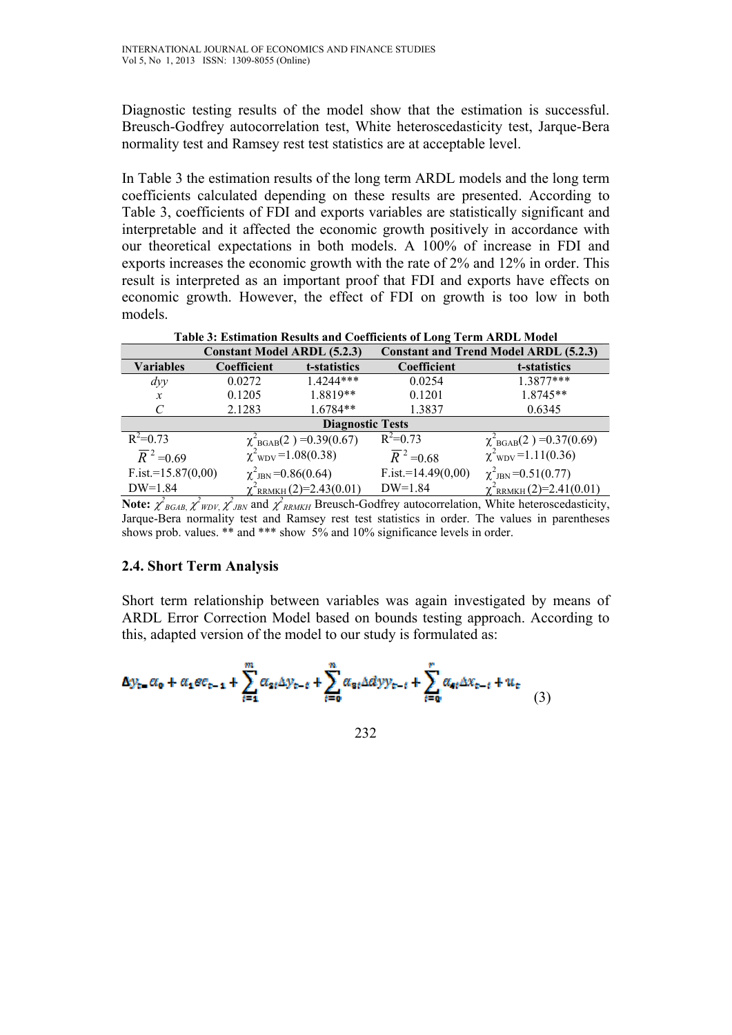Diagnostic testing results of the model show that the estimation is successful. Breusch-Godfrey autocorrelation test, White heteroscedasticity test, Jarque-Bera normality test and Ramsey rest test statistics are at acceptable level.

In Table 3 the estimation results of the long term ARDL models and the long term coefficients calculated depending on these results are presented. According to Table 3, coefficients of FDI and exports variables are statistically significant and interpretable and it affected the economic growth positively in accordance with our theoretical expectations in both models. A 100% of increase in FDI and exports increases the economic growth with the rate of 2% and 12% in order. This result is interpreted as an important proof that FDI and exports have effects on economic growth. However, the effect of FDI on growth is too low in both models.

**Table 3: Estimation Results and Coefficients of Long Term ARDL Model**

| | **Constant Model ARDL (5.2.3)** | | **Constant and Trend Model ARDL (5.2.3)** | |
|---|---|---|---|---|
| **Variables** | **Coefficient** | **t-statistics** | **Coefficient** | **t-statistics** |
| *dyy* | 0.0272 | 1.4244*** | 0.0254 | 1.3877*** |
| *x* | 0.1205 | 1.8819** | 0.1201 | 1.8745** |
| *C* | 2.1283 | 1.6784** | 1.3837 | 0.6345 |
| **Diagnostic Tests** | | | | |
| $R^2$=0.73 | $\chi^2_{BGAB}(2)$ =0.39(0.67) | | $R^2$=0.73 | $\chi^2_{BGAB}(2)$ =0.37(0.69) |
| $\bar{R}^2$=0.69 | $\chi^2_{WDV}$=1.08(0.38) | | $\bar{R}^2$=0.68 | $\chi^2_{WDV}$=1.11(0.36) |
| F.ist.=15.87(0,00) | $\chi^2_{JBN}$=0.86(0.64) | | F.ist.=14.49(0,00) | $\chi^2_{JBN}$=0.51(0.77) |
| DW=1.84 | $\chi^2_{RRMKH}(2)$=2.43(0.01) | | DW=1.84 | $\chi^2_{RRMKH}(2)$=2.41(0.01) |

**Note:** $\chi^2_{BGAB}$, $\chi^2_{WDV}$, $\chi^2_{JBN}$ and $\chi^2_{RRMKH}$ Breusch-Godfrey autocorrelation, White heteroscedasticity, Jarque-Bera normality test and Ramsey rest test statistics in order. The values in parentheses shows prob. values. ** and *** show 5% and 10% significance levels in order.

### 2.4. Short Term Analysis

Short term relationship between variables was again investigated by means of ARDL Error Correction Model based on bounds testing approach. According to this, adapted version of the model to our study is formulated as:

$$\Delta y_t = \alpha_0 + \alpha_1 ec_{t-1} + \sum_{i=1}^{m} \alpha_{2i} \Delta y_{t-i} + \sum_{i=0}^{n} \alpha_{3i} \Delta dyy_{t-i} + \sum_{i=0}^{r} \alpha_{4i} \Delta x_{t-i} + u_t \quad (3)$$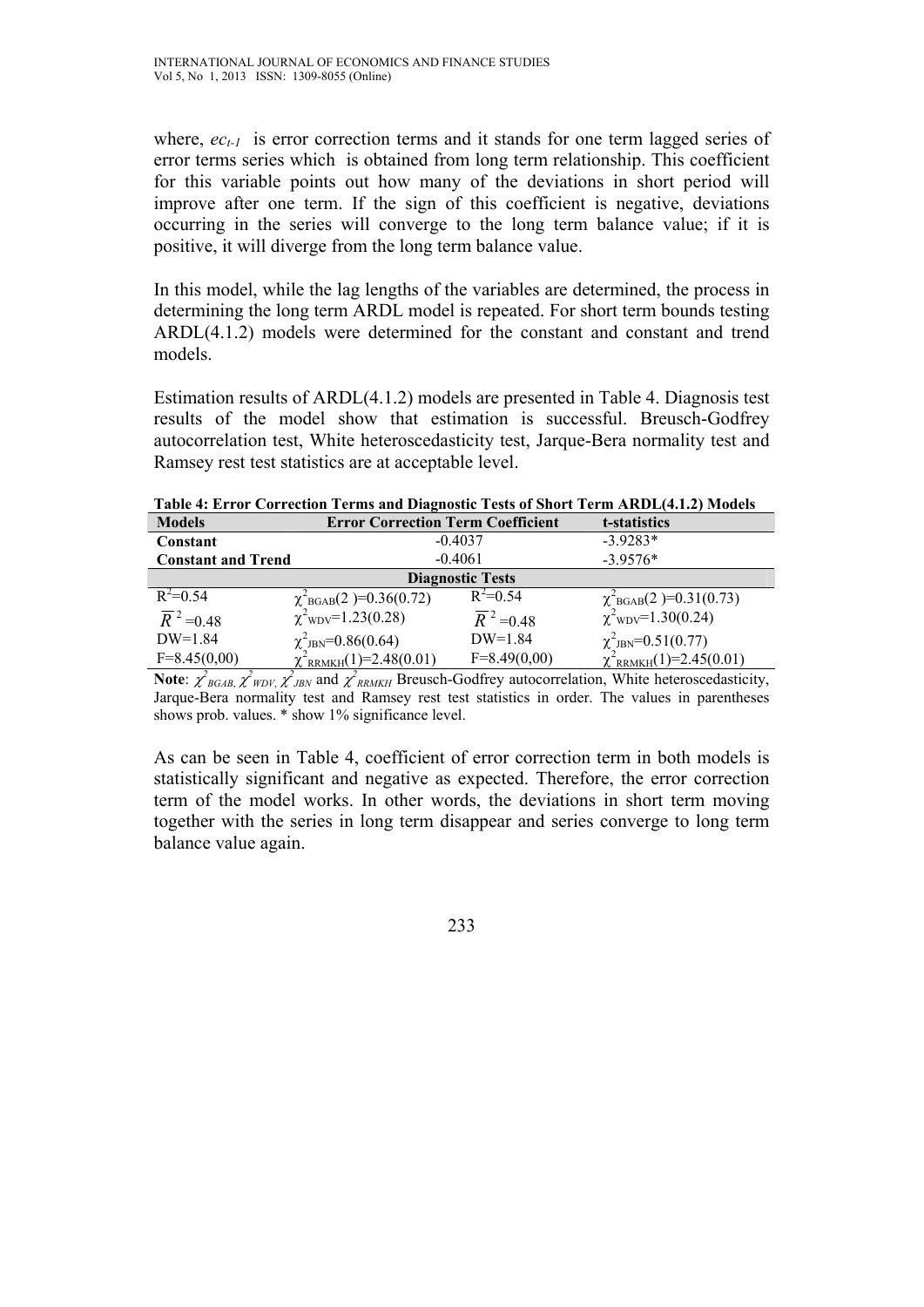where, $ec_{t-1}$ is error correction terms and it stands for one term lagged series of error terms series which is obtained from long term relationship. This coefficient for this variable points out how many of the deviations in short period will improve after one term. If the sign of this coefficient is negative, deviations occurring in the series will converge to the long term balance value; if it is positive, it will diverge from the long term balance value.

In this model, while the lag lengths of the variables are determined, the process in determining the long term ARDL model is repeated. For short term bounds testing ARDL(4.1.2) models were determined for the constant and constant and trend models.

Estimation results of ARDL(4.1.2) models are presented in Table 4. Diagnosis test results of the model show that estimation is successful. Breusch-Godfrey autocorrelation test, White heteroscedasticity test, Jarque-Bera normality test and Ramsey rest test statistics are at acceptable level.

**Table 4: Error Correction Terms and Diagnostic Tests of Short Term ARDL(4.1.2) Models**

| **Models** | **Error Correction Term Coefficient** | | **t-statistics** |
|---|---|---|---|
| **Constant** | -0.4037 | | -3.9283* |
| **Constant and Trend** | -0.4061 | | -3.9576* |
| **Diagnostic Tests** | | | |
| $R^2$=0.54 | $\chi^2_{BGAB}(2)$=0.36(0.72) | $R^2$=0.54 | $\chi^2_{BGAB}(2)$=0.31(0.73) |
| $\bar{R}^2$=0.48 | $\chi^2_{WDV}$=1.23(0.28) | $\bar{R}^2$=0.48 | $\chi^2_{WDV}$=1.30(0.24) |
| DW=1.84 | $\chi^2_{JBN}$=0.86(0.64) | DW=1.84 | $\chi^2_{JBN}$=0.51(0.77) |
| F=8.45(0,00) | $\chi^2_{RRMKH}(1)$=2.48(0.01) | F=8.49(0,00) | $\chi^2_{RRMKH}(1)$=2.45(0.01) |

**Note**: $\chi^2_{BGAB}$, $\chi^2_{WDV}$, $\chi^2_{JBN}$ and $\chi^2_{RRMKH}$ Breusch-Godfrey autocorrelation, White heteroscedasticity, Jarque-Bera normality test and Ramsey rest test statistics in order. The values in parentheses shows prob. values. * show 1% significance level.

As can be seen in Table 4, coefficient of error correction term in both models is statistically significant and negative as expected. Therefore, the error correction term of the model works. In other words, the deviations in short term moving together with the series in long term disappear and series converge to long term balance value again.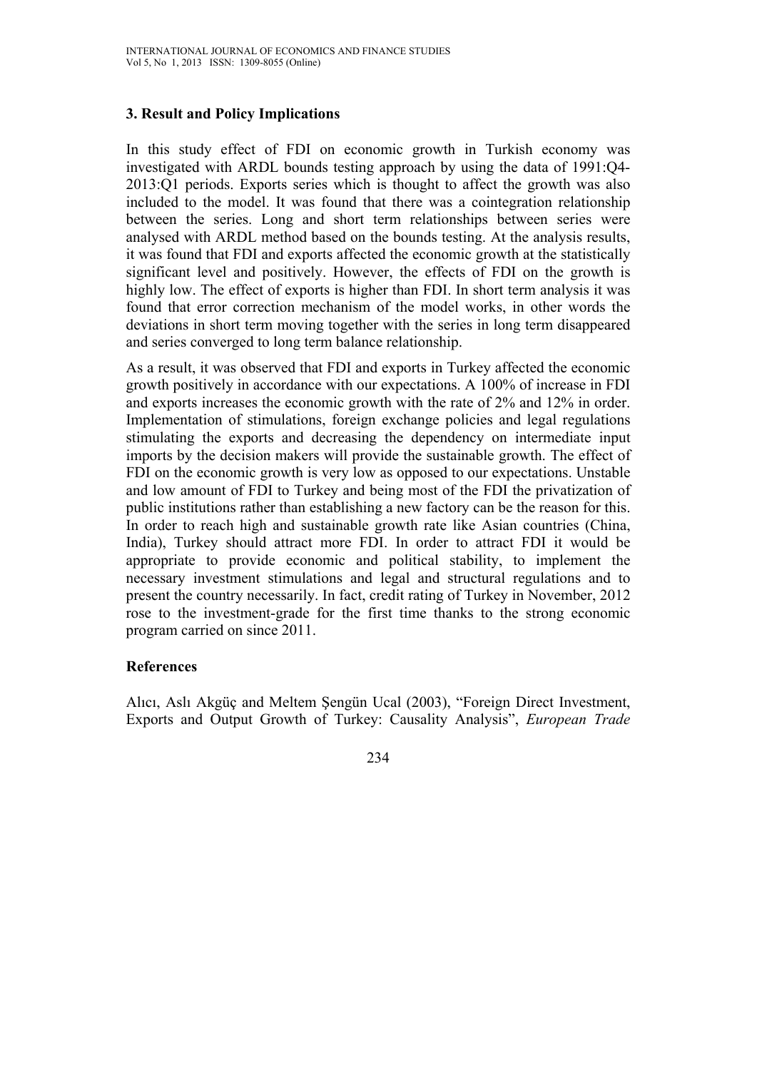## 3. Result and Policy Implications

In this study effect of FDI on economic growth in Turkish economy was investigated with ARDL bounds testing approach by using the data of 1991:Q4-2013:Q1 periods. Exports series which is thought to affect the growth was also included to the model. It was found that there was a cointegration relationship between the series. Long and short term relationships between series were analysed with ARDL method based on the bounds testing. At the analysis results, it was found that FDI and exports affected the economic growth at the statistically significant level and positively. However, the effects of FDI on the growth is highly low. The effect of exports is higher than FDI. In short term analysis it was found that error correction mechanism of the model works, in other words the deviations in short term moving together with the series in long term disappeared and series converged to long term balance relationship.

As a result, it was observed that FDI and exports in Turkey affected the economic growth positively in accordance with our expectations. A 100% of increase in FDI and exports increases the economic growth with the rate of 2% and 12% in order. Implementation of stimulations, foreign exchange policies and legal regulations stimulating the exports and decreasing the dependency on intermediate input imports by the decision makers will provide the sustainable growth. The effect of FDI on the economic growth is very low as opposed to our expectations. Unstable and low amount of FDI to Turkey and being most of the FDI the privatization of public institutions rather than establishing a new factory can be the reason for this. In order to reach high and sustainable growth rate like Asian countries (China, India), Turkey should attract more FDI. In order to attract FDI it would be appropriate to provide economic and political stability, to implement the necessary investment stimulations and legal and structural regulations and to present the country necessarily. In fact, credit rating of Turkey in November, 2012 rose to the investment-grade for the first time thanks to the strong economic program carried on since 2011.

## References

Alıcı, Aslı Akgüç and Meltem Şengün Ucal (2003), "Foreign Direct Investment, Exports and Output Growth of Turkey: Causality Analysis", *European Trade*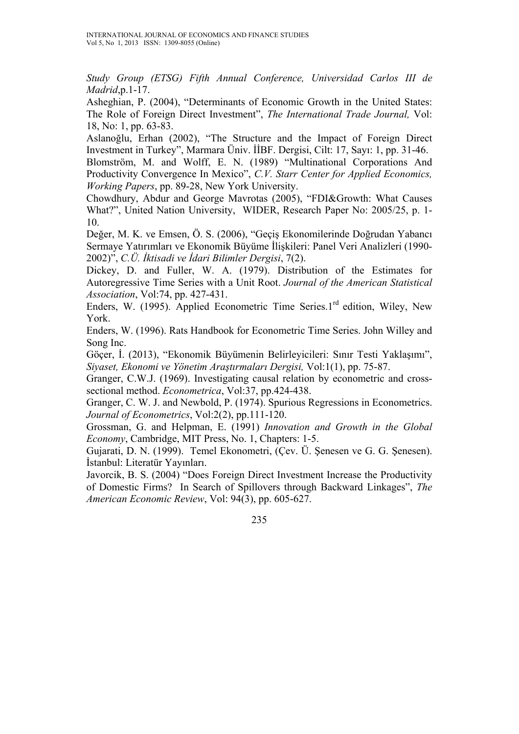*Study Group (ETSG) Fifth Annual Conference, Universidad Carlos III de Madrid*,p.1-17.

Asheghian, P. (2004), "Determinants of Economic Growth in the United States: The Role of Foreign Direct Investment", *The International Trade Journal,* Vol: 18, No: 1, pp. 63-83.

Aslanoğlu, Erhan (2002), "The Structure and the Impact of Foreign Direct Investment in Turkey", Marmara Üniv. İİBF. Dergisi, Cilt: 17, Sayı: 1, pp. 31-46.

Blomström, M. and Wolff, E. N. (1989) "Multinational Corporations And Productivity Convergence In Mexico", *C.V. Starr Center for Applied Economics, Working Papers*, pp. 89-28, New York University.

Chowdhury, Abdur and George Mavrotas (2005), "FDI&Growth: What Causes What?", United Nation University, WIDER, Research Paper No: 2005/25, p. 1-10.

Değer, M. K. ve Emsen, Ö. S. (2006), "Geçiş Ekonomilerinde Doğrudan Yabancı Sermaye Yatırımları ve Ekonomik Büyüme İlişkileri: Panel Veri Analizleri (1990-2002)", *C.Ü. İktisadi ve İdari Bilimler Dergisi*, 7(2).

Dickey, D. and Fuller, W. A. (1979). Distribution of the Estimates for Autoregressive Time Series with a Unit Root. *Journal of the American Statistical Association*, Vol:74, pp. 427-431.

Enders, W. (1995). Applied Econometric Time Series.1rd edition, Wiley, New York.

Enders, W. (1996). Rats Handbook for Econometric Time Series. John Willey and Song Inc.

Göçer, İ. (2013), "Ekonomik Büyümenin Belirleyicileri: Sınır Testi Yaklaşımı", *Siyaset, Ekonomi ve Yönetim Araştırmaları Dergisi,* Vol:1(1), pp. 75-87.

Granger, C.W.J. (1969). Investigating causal relation by econometric and cross-sectional method. *Econometrica*, Vol:37, pp.424-438.

Granger, C. W. J. and Newbold, P. (1974). Spurious Regressions in Econometrics. *Journal of Econometrics*, Vol:2(2), pp.111-120.

Grossman, G. and Helpman, E. (1991) *Innovation and Growth in the Global Economy*, Cambridge, MIT Press, No. 1, Chapters: 1-5.

Gujarati, D. N. (1999). Temel Ekonometri, (Çev. Ü. Şenesen ve G. G. Şenesen). İstanbul: Literatür Yayınları.

Javorcik, B. S. (2004) "Does Foreign Direct Investment Increase the Productivity of Domestic Firms? In Search of Spillovers through Backward Linkages", *The American Economic Review*, Vol: 94(3), pp. 605-627.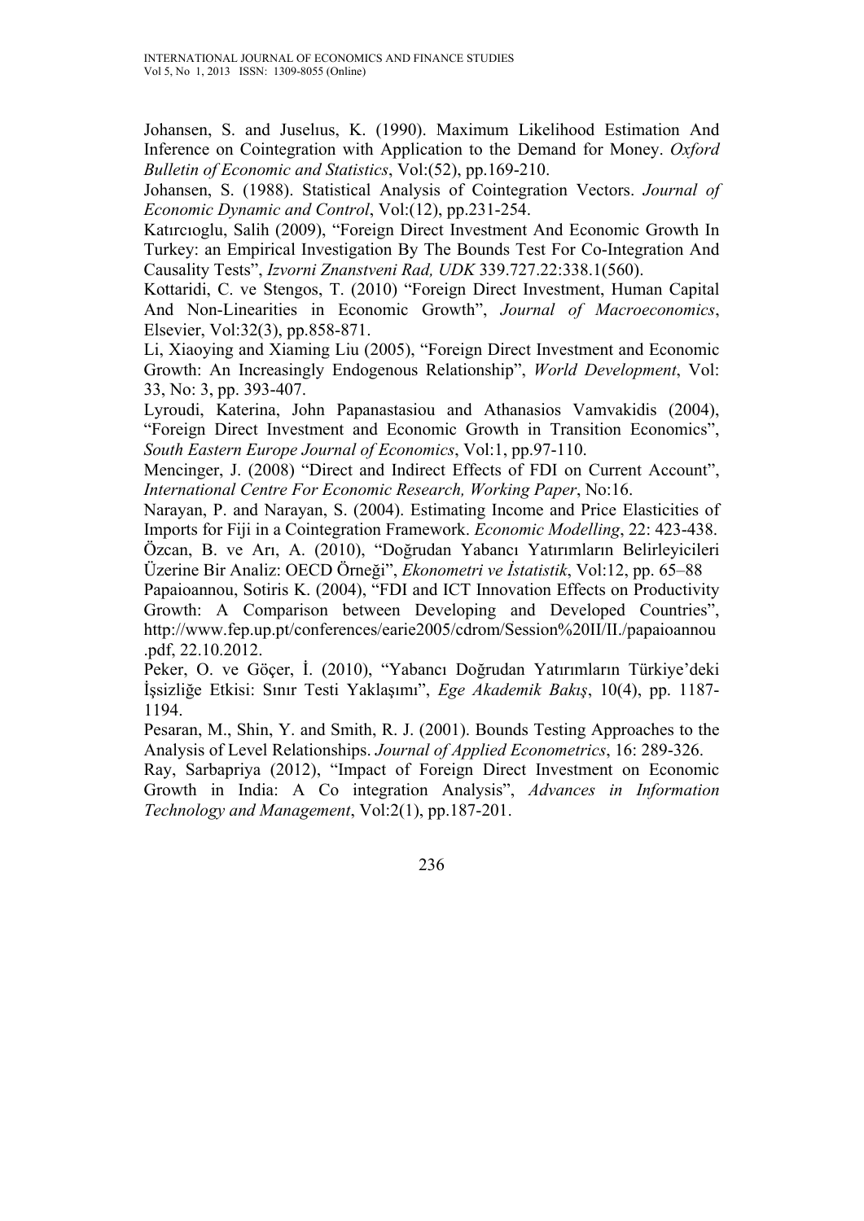Johansen, S. and Juselıus, K. (1990). Maximum Likelihood Estimation And Inference on Cointegration with Application to the Demand for Money. *Oxford Bulletin of Economic and Statistics*, Vol:(52), pp.169-210.

Johansen, S. (1988). Statistical Analysis of Cointegration Vectors. *Journal of Economic Dynamic and Control*, Vol:(12), pp.231-254.

Katırcıoglu, Salih (2009), "Foreign Direct Investment And Economic Growth In Turkey: an Empirical Investigation By The Bounds Test For Co-Integration And Causality Tests", *Izvorni Znanstveni Rad, UDK* 339.727.22:338.1(560).

Kottaridi, C. ve Stengos, T. (2010) "Foreign Direct Investment, Human Capital And Non-Linearities in Economic Growth", *Journal of Macroeconomics*, Elsevier, Vol:32(3), pp.858-871.

Li, Xiaoying and Xiaming Liu (2005), "Foreign Direct Investment and Economic Growth: An Increasingly Endogenous Relationship", *World Development*, Vol: 33, No: 3, pp. 393-407.

Lyroudi, Katerina, John Papanastasiou and Athanasios Vamvakidis (2004), "Foreign Direct Investment and Economic Growth in Transition Economics", *South Eastern Europe Journal of Economics*, Vol:1, pp.97-110.

Mencinger, J. (2008) "Direct and Indirect Effects of FDI on Current Account", *International Centre For Economic Research, Working Paper*, No:16.

Narayan, P. and Narayan, S. (2004). Estimating Income and Price Elasticities of Imports for Fiji in a Cointegration Framework. *Economic Modelling*, 22: 423-438.

Özcan, B. ve Arı, A. (2010), "Doğrudan Yabancı Yatırımların Belirleyicileri Üzerine Bir Analiz: OECD Örneği", *Ekonometri ve İstatistik*, Vol:12, pp. 65–88

Papaioannou, Sotiris K. (2004), "FDI and ICT Innovation Effects on Productivity Growth: A Comparison between Developing and Developed Countries", http://www.fep.up.pt/conferences/earie2005/cdrom/Session%20II/II./papaioannou.pdf, 22.10.2012.

Peker, O. ve Göçer, İ. (2010), "Yabancı Doğrudan Yatırımların Türkiye'deki İşsizliğe Etkisi: Sınır Testi Yaklaşımı", *Ege Akademik Bakış*, 10(4), pp. 1187-1194.

Pesaran, M., Shin, Y. and Smith, R. J. (2001). Bounds Testing Approaches to the Analysis of Level Relationships. *Journal of Applied Econometrics*, 16: 289-326.

Ray, Sarbapriya (2012), "Impact of Foreign Direct Investment on Economic Growth in India: A Co integration Analysis", *Advances in Information Technology and Management*, Vol:2(1), pp.187-201.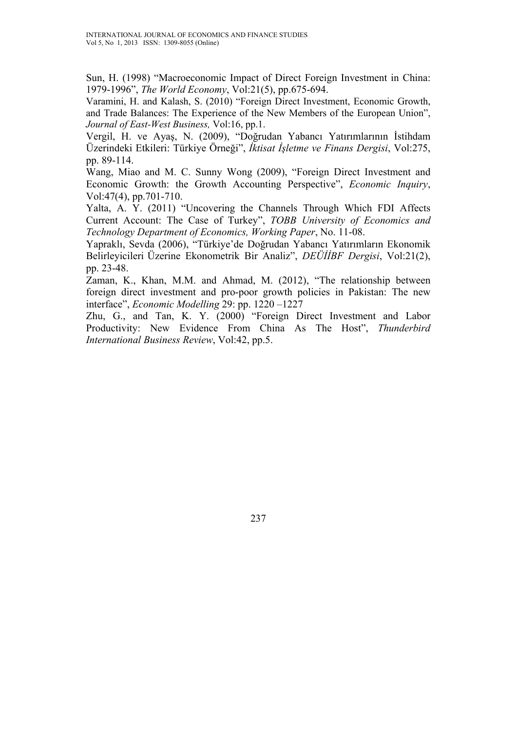Sun, H. (1998) "Macroeconomic Impact of Direct Foreign Investment in China: 1979-1996", *The World Economy*, Vol:21(5), pp.675-694.

Varamini, H. and Kalash, S. (2010) "Foreign Direct Investment, Economic Growth, and Trade Balances: The Experience of the New Members of the European Union", *Journal of East-West Business,* Vol:16, pp.1.

Vergil, H. ve Ayaş, N. (2009), "Doğrudan Yabancı Yatırımlarının İstihdam Üzerindeki Etkileri: Türkiye Örneği", *İktisat İşletme ve Finans Dergisi*, Vol:275, pp. 89-114.

Wang, Miao and M. C. Sunny Wong (2009), "Foreign Direct Investment and Economic Growth: the Growth Accounting Perspective", *Economic Inquiry*, Vol:47(4), pp.701-710.

Yalta, A. Y. (2011) "Uncovering the Channels Through Which FDI Affects Current Account: The Case of Turkey", *TOBB University of Economics and Technology Department of Economics, Working Paper*, No. 11-08.

Yapraklı, Sevda (2006), "Türkiye'de Doğrudan Yabancı Yatırımların Ekonomik Belirleyicileri Üzerine Ekonometrik Bir Analiz", *DEÜİİBF Dergisi*, Vol:21(2), pp. 23-48.

Zaman, K., Khan, M.M. and Ahmad, M. (2012), "The relationship between foreign direct investment and pro-poor growth policies in Pakistan: The new interface", *Economic Modelling* 29: pp. 1220 –1227

Zhu, G., and Tan, K. Y. (2000) "Foreign Direct Investment and Labor Productivity: New Evidence From China As The Host", *Thunderbird International Business Review*, Vol:42, pp.5.